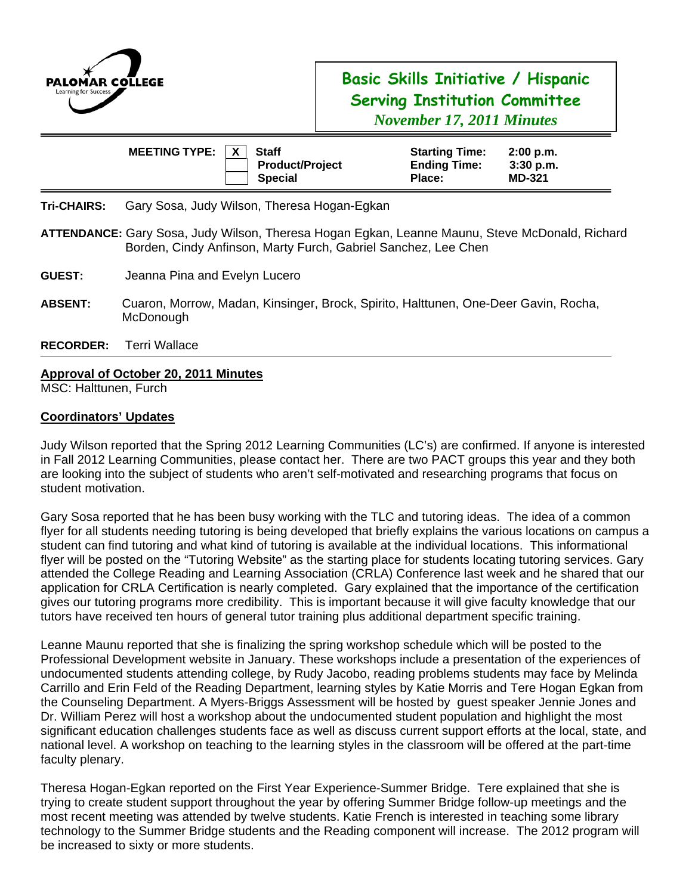PALOMAR COLLEGE
Learning for Success

# Basic Skills Initiative / Hispanic Serving Institution Committee

*November 17, 2011 Minutes*

| | | | | |
|---|---|---|---|---|
| **MEETING TYPE:** | X **Staff** | | **Starting Time:** | **2:00 p.m.** |
| | **Product/Project** | | **Ending Time:** | **3:30 p.m.** |
| | **Special** | | **Place:** | **MD-321** |

**Tri-CHAIRS:** Gary Sosa, Judy Wilson, Theresa Hogan-Egkan

**ATTENDANCE:** Gary Sosa, Judy Wilson, Theresa Hogan Egkan, Leanne Maunu, Steve McDonald, Richard Borden, Cindy Anfinson, Marty Furch, Gabriel Sanchez, Lee Chen

**GUEST:** Jeanna Pina and Evelyn Lucero

**ABSENT:** Cuaron, Morrow, Madan, Kinsinger, Brock, Spirito, Halttunen, One-Deer Gavin, Rocha, McDonough

**RECORDER:** Terri Wallace

## Approval of October 20, 2011 Minutes

MSC: Halttunen, Furch

## Coordinators' Updates

Judy Wilson reported that the Spring 2012 Learning Communities (LC's) are confirmed. If anyone is interested in Fall 2012 Learning Communities, please contact her. There are two PACT groups this year and they both are looking into the subject of students who aren't self-motivated and researching programs that focus on student motivation.

Gary Sosa reported that he has been busy working with the TLC and tutoring ideas. The idea of a common flyer for all students needing tutoring is being developed that briefly explains the various locations on campus a student can find tutoring and what kind of tutoring is available at the individual locations. This informational flyer will be posted on the "Tutoring Website" as the starting place for students locating tutoring services. Gary attended the College Reading and Learning Association (CRLA) Conference last week and he shared that our application for CRLA Certification is nearly completed. Gary explained that the importance of the certification gives our tutoring programs more credibility. This is important because it will give faculty knowledge that our tutors have received ten hours of general tutor training plus additional department specific training.

Leanne Maunu reported that she is finalizing the spring workshop schedule which will be posted to the Professional Development website in January. These workshops include a presentation of the experiences of undocumented students attending college, by Rudy Jacobo, reading problems students may face by Melinda Carrillo and Erin Feld of the Reading Department, learning styles by Katie Morris and Tere Hogan Egkan from the Counseling Department. A Myers-Briggs Assessment will be hosted by guest speaker Jennie Jones and Dr. William Perez will host a workshop about the undocumented student population and highlight the most significant education challenges students face as well as discuss current support efforts at the local, state, and national level. A workshop on teaching to the learning styles in the classroom will be offered at the part-time faculty plenary.

Theresa Hogan-Egkan reported on the First Year Experience-Summer Bridge. Tere explained that she is trying to create student support throughout the year by offering Summer Bridge follow-up meetings and the most recent meeting was attended by twelve students. Katie French is interested in teaching some library technology to the Summer Bridge students and the Reading component will increase. The 2012 program will be increased to sixty or more students.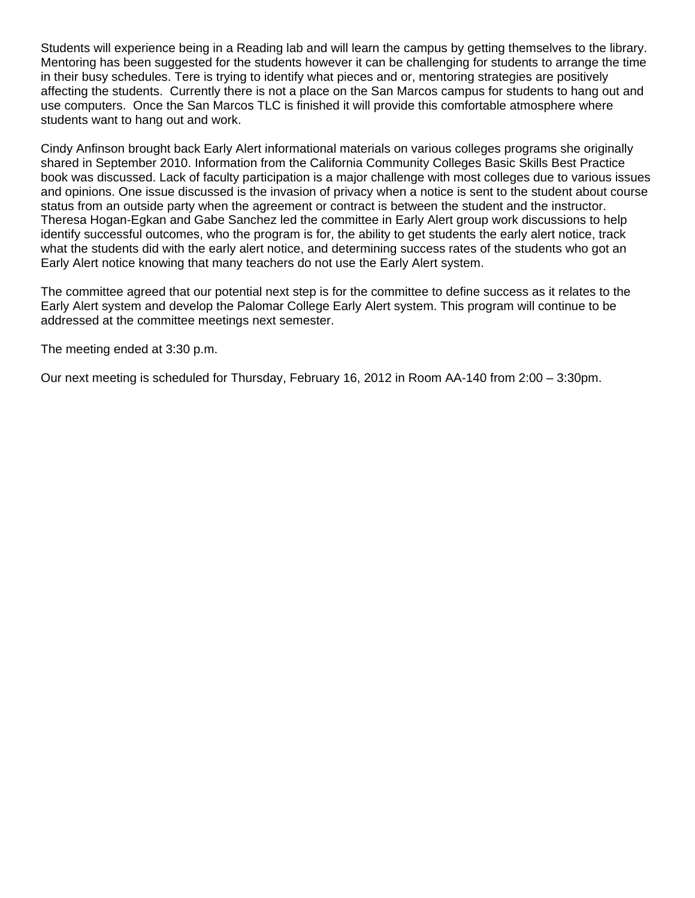Students will experience being in a Reading lab and will learn the campus by getting themselves to the library. Mentoring has been suggested for the students however it can be challenging for students to arrange the time in their busy schedules. Tere is trying to identify what pieces and or, mentoring strategies are positively affecting the students. Currently there is not a place on the San Marcos campus for students to hang out and use computers. Once the San Marcos TLC is finished it will provide this comfortable atmosphere where students want to hang out and work.

Cindy Anfinson brought back Early Alert informational materials on various colleges programs she originally shared in September 2010. Information from the California Community Colleges Basic Skills Best Practice book was discussed. Lack of faculty participation is a major challenge with most colleges due to various issues and opinions. One issue discussed is the invasion of privacy when a notice is sent to the student about course status from an outside party when the agreement or contract is between the student and the instructor. Theresa Hogan-Egkan and Gabe Sanchez led the committee in Early Alert group work discussions to help identify successful outcomes, who the program is for, the ability to get students the early alert notice, track what the students did with the early alert notice, and determining success rates of the students who got an Early Alert notice knowing that many teachers do not use the Early Alert system.

The committee agreed that our potential next step is for the committee to define success as it relates to the Early Alert system and develop the Palomar College Early Alert system. This program will continue to be addressed at the committee meetings next semester.

The meeting ended at 3:30 p.m.

Our next meeting is scheduled for Thursday, February 16, 2012 in Room AA-140 from 2:00 – 3:30pm.